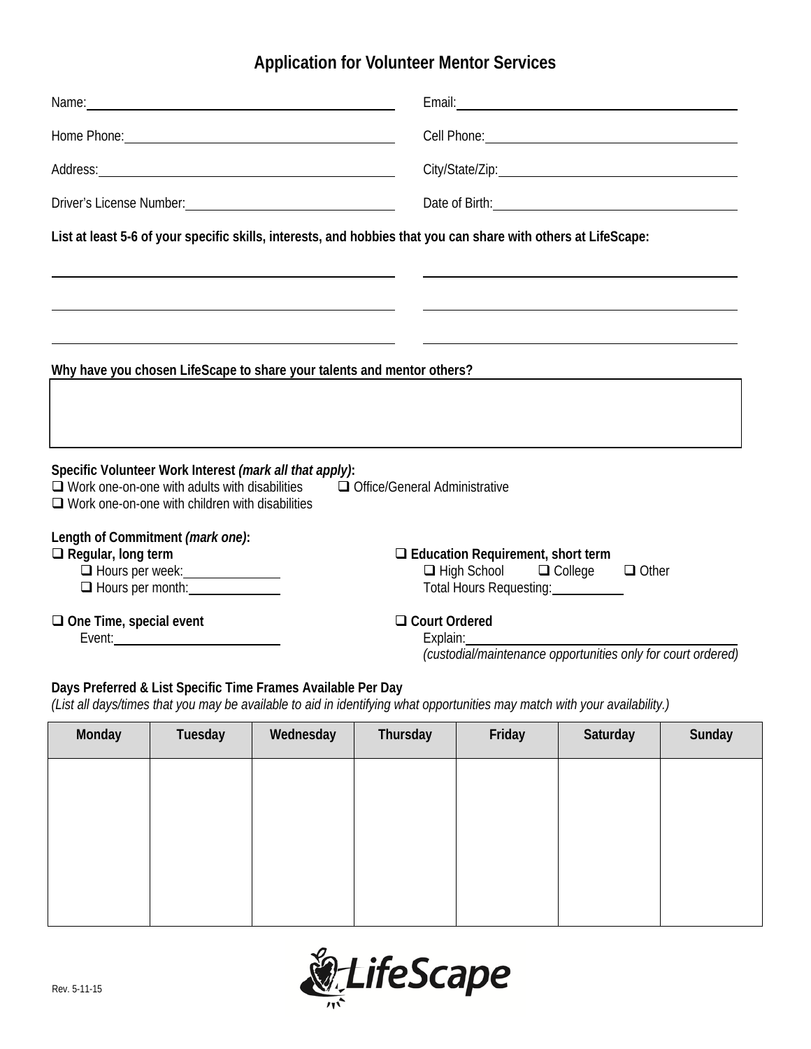# Application for Volunteer Mentor Services

Name: ______________________ Email: ______________________

Home Phone: ______________________ Cell Phone: ______________________

Address: ______________________ City/State/Zip: ______________________

Driver's License Number: ______________________ Date of Birth: ______________________

**List at least 5-6 of your specific skills, interests, and hobbies that you can share with others at LifeScape:**

______________________ ______________________

______________________ ______________________

______________________ ______________________

**Why have you chosen LifeScape to share your talents and mentor others?**

**Specific Volunteer Work Interest *(mark all that apply)*:**

- ❑ Work one-on-one with adults with disabilities
- ❑ Office/General Administrative
- ❑ Work one-on-one with children with disabilities

**Length of Commitment *(mark one)*:**

- ❑ **Regular, long term**
  - ❑ Hours per week: ______________
  - ❑ Hours per month: ______________
- ❑ **Education Requirement, short term**
  - ❑ High School ❑ College ❑ Other
  - Total Hours Requesting: ______________
- ❑ **One Time, special event**
  - Event: ______________________
- ❑ **Court Ordered**
  - Explain: ______________________
  - *(custodial/maintenance opportunities only for court ordered)*

**Days Preferred & List Specific Time Frames Available Per Day**

*(List all days/times that you may be available to aid in identifying what opportunities may match with your availability.)*

| Monday | Tuesday | Wednesday | Thursday | Friday | Saturday | Sunday |
|---|---|---|---|---|---|---|
| | | | | | | |

LifeScape

Rev. 5-11-15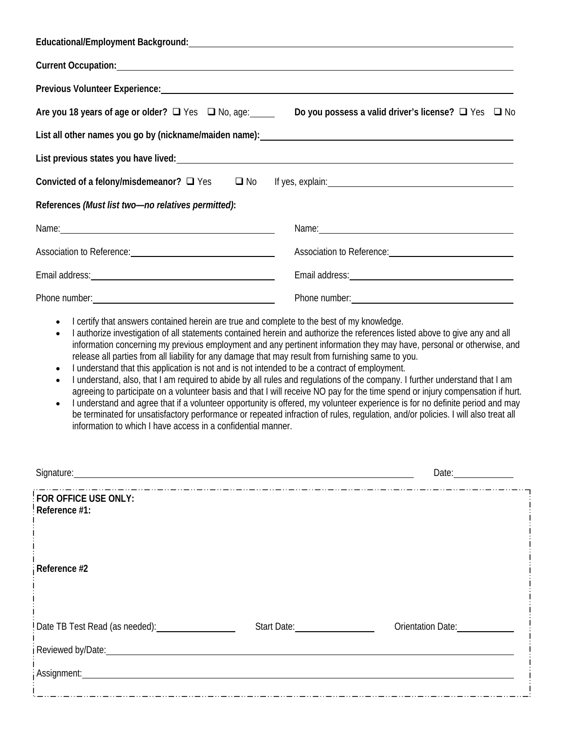**Educational/Employment Background:** ____________________________________________

**Current Occupation:** ____________________________________________

**Previous Volunteer Experience:** ____________________________________________

**Are you 18 years of age or older?** ☐ Yes ☐ No, age:_____ **Do you possess a valid driver's license?** ☐ Yes ☐ No

**List all other names you go by (nickname/maiden name):** ____________________________________________

**List previous states you have lived:** ____________________________________________

**Convicted of a felony/misdemeanor?** ☐ Yes ☐ No If yes, explain: ____________________________________________

**References *(Must list two—no relatives permitted)*:**

| | |
|---|---|
| Name: ______________________ | Name: ______________________ |
| Association to Reference: ______________________ | Association to Reference: ______________________ |
| Email address: ______________________ | Email address: ______________________ |
| Phone number: ______________________ | Phone number: ______________________ |

- I certify that answers contained herein are true and complete to the best of my knowledge.
- I authorize investigation of all statements contained herein and authorize the references listed above to give any and all information concerning my previous employment and any pertinent information they may have, personal or otherwise, and release all parties from all liability for any damage that may result from furnishing same to you.
- I understand that this application is not and is not intended to be a contract of employment.
- I understand, also, that I am required to abide by all rules and regulations of the company. I further understand that I am agreeing to participate on a volunteer basis and that I will receive NO pay for the time spend or injury compensation if hurt.
- I understand and agree that if a volunteer opportunity is offered, my volunteer experience is for no definite period and may be terminated for unsatisfactory performance or repeated infraction of rules, regulation, and/or policies. I will also treat all information to which I have access in a confidential manner.

Signature: ____________________________________________ Date: ____________

**FOR OFFICE USE ONLY:**

**Reference #1:**

**Reference #2**

Date TB Test Read (as needed): ____________ Start Date: ____________ Orientation Date: ____________

Reviewed by/Date: ____________________________________________

Assignment: ____________________________________________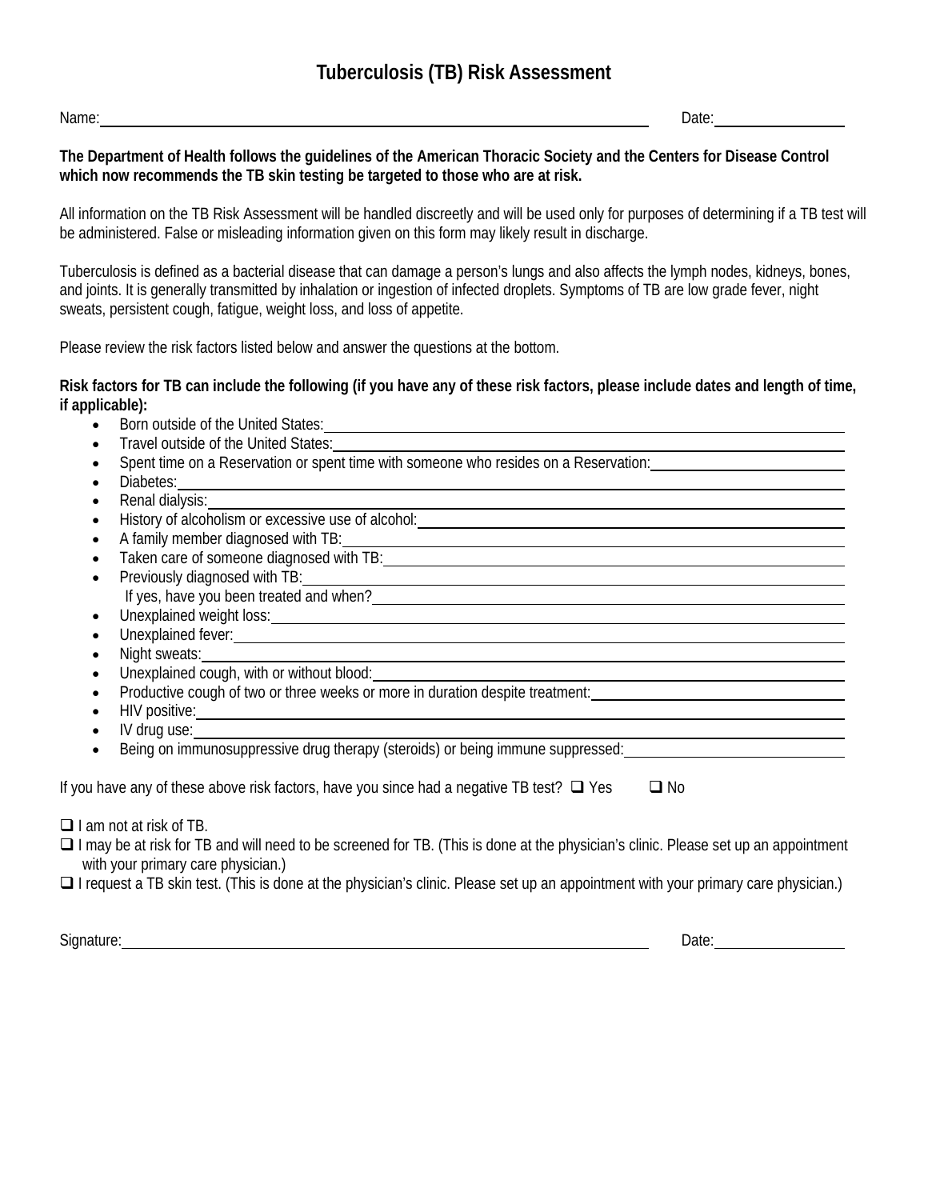# Tuberculosis (TB) Risk Assessment

Name:\_\_\_\_\_\_\_\_\_\_\_\_\_\_\_\_\_\_\_\_\_\_\_\_\_\_\_\_\_\_\_\_\_\_\_\_\_\_\_\_\_\_\_\_\_\_\_\_\_\_\_\_\_\_ Date:\_\_\_\_\_\_\_\_\_\_\_\_\_\_

**The Department of Health follows the guidelines of the American Thoracic Society and the Centers for Disease Control which now recommends the TB skin testing be targeted to those who are at risk.**

All information on the TB Risk Assessment will be handled discreetly and will be used only for purposes of determining if a TB test will be administered. False or misleading information given on this form may likely result in discharge.

Tuberculosis is defined as a bacterial disease that can damage a person's lungs and also affects the lymph nodes, kidneys, bones, and joints. It is generally transmitted by inhalation or ingestion of infected droplets. Symptoms of TB are low grade fever, night sweats, persistent cough, fatigue, weight loss, and loss of appetite.

Please review the risk factors listed below and answer the questions at the bottom.

**Risk factors for TB can include the following (if you have any of these risk factors, please include dates and length of time, if applicable):**

- Born outside of the United States:\_\_\_\_\_\_\_\_\_\_\_\_\_\_\_\_\_\_\_\_\_\_\_\_\_\_\_\_\_\_\_\_\_\_\_\_\_\_\_\_
- Travel outside of the United States:\_\_\_\_\_\_\_\_\_\_\_\_\_\_\_\_\_\_\_\_\_\_\_\_\_\_\_\_\_\_\_\_\_\_\_\_\_\_\_\_
- Spent time on a Reservation or spent time with someone who resides on a Reservation:\_\_\_\_\_\_\_\_\_\_\_\_\_\_\_\_\_\_\_\_
- Diabetes:\_\_\_\_\_\_\_\_\_\_\_\_\_\_\_\_\_\_\_\_\_\_\_\_\_\_\_\_\_\_\_\_\_\_\_\_\_\_\_\_\_\_\_\_\_\_\_\_\_\_\_\_\_\_\_\_\_\_\_\_
- Renal dialysis:\_\_\_\_\_\_\_\_\_\_\_\_\_\_\_\_\_\_\_\_\_\_\_\_\_\_\_\_\_\_\_\_\_\_\_\_\_\_\_\_\_\_\_\_\_\_\_\_\_\_\_\_\_\_\_\_
- History of alcoholism or excessive use of alcohol:\_\_\_\_\_\_\_\_\_\_\_\_\_\_\_\_\_\_\_\_\_\_\_\_\_\_\_\_\_\_\_\_\_\_
- A family member diagnosed with TB:\_\_\_\_\_\_\_\_\_\_\_\_\_\_\_\_\_\_\_\_\_\_\_\_\_\_\_\_\_\_\_\_\_\_\_\_\_\_\_\_
- Taken care of someone diagnosed with TB:\_\_\_\_\_\_\_\_\_\_\_\_\_\_\_\_\_\_\_\_\_\_\_\_\_\_\_\_\_\_\_\_\_\_\_\_\_
- Previously diagnosed with TB:\_\_\_\_\_\_\_\_\_\_\_\_\_\_\_\_\_\_\_\_\_\_\_\_\_\_\_\_\_\_\_\_\_\_\_\_\_\_\_\_\_\_\_\_
  If yes, have you been treated and when?\_\_\_\_\_\_\_\_\_\_\_\_\_\_\_\_\_\_\_\_\_\_\_\_\_\_\_\_\_\_\_\_\_\_\_\_\_\_
- Unexplained weight loss:\_\_\_\_\_\_\_\_\_\_\_\_\_\_\_\_\_\_\_\_\_\_\_\_\_\_\_\_\_\_\_\_\_\_\_\_\_\_\_\_\_\_\_\_\_\_\_\_
- Unexplained fever:\_\_\_\_\_\_\_\_\_\_\_\_\_\_\_\_\_\_\_\_\_\_\_\_\_\_\_\_\_\_\_\_\_\_\_\_\_\_\_\_\_\_\_\_\_\_\_\_\_\_\_\_
- Night sweats:\_\_\_\_\_\_\_\_\_\_\_\_\_\_\_\_\_\_\_\_\_\_\_\_\_\_\_\_\_\_\_\_\_\_\_\_\_\_\_\_\_\_\_\_\_\_\_\_\_\_\_\_\_\_\_\_
- Unexplained cough, with or without blood:\_\_\_\_\_\_\_\_\_\_\_\_\_\_\_\_\_\_\_\_\_\_\_\_\_\_\_\_\_\_\_\_\_\_\_\_\_
- Productive cough of two or three weeks or more in duration despite treatment:\_\_\_\_\_\_\_\_\_\_\_\_\_\_\_\_\_\_\_\_\_\_\_
- HIV positive:\_\_\_\_\_\_\_\_\_\_\_\_\_\_\_\_\_\_\_\_\_\_\_\_\_\_\_\_\_\_\_\_\_\_\_\_\_\_\_\_\_\_\_\_\_\_\_\_\_\_\_\_\_\_\_\_\_
- IV drug use:\_\_\_\_\_\_\_\_\_\_\_\_\_\_\_\_\_\_\_\_\_\_\_\_\_\_\_\_\_\_\_\_\_\_\_\_\_\_\_\_\_\_\_\_\_\_\_\_\_\_\_\_\_\_\_\_\_\_
- Being on immunosuppressive drug therapy (steroids) or being immune suppressed:\_\_\_\_\_\_\_\_\_\_\_\_\_\_\_\_\_\_\_\_

If you have any of these above risk factors, have you since had a negative TB test? ❑ Yes ❑ No

❑ I am not at risk of TB.

❑ I may be at risk for TB and will need to be screened for TB. (This is done at the physician's clinic. Please set up an appointment with your primary care physician.)

❑ I request a TB skin test. (This is done at the physician's clinic. Please set up an appointment with your primary care physician.)

Signature:\_\_\_\_\_\_\_\_\_\_\_\_\_\_\_\_\_\_\_\_\_\_\_\_\_\_\_\_\_\_\_\_\_\_\_\_\_\_\_\_\_\_\_\_\_\_\_\_\_\_\_\_\_\_ Date:\_\_\_\_\_\_\_\_\_\_\_\_\_\_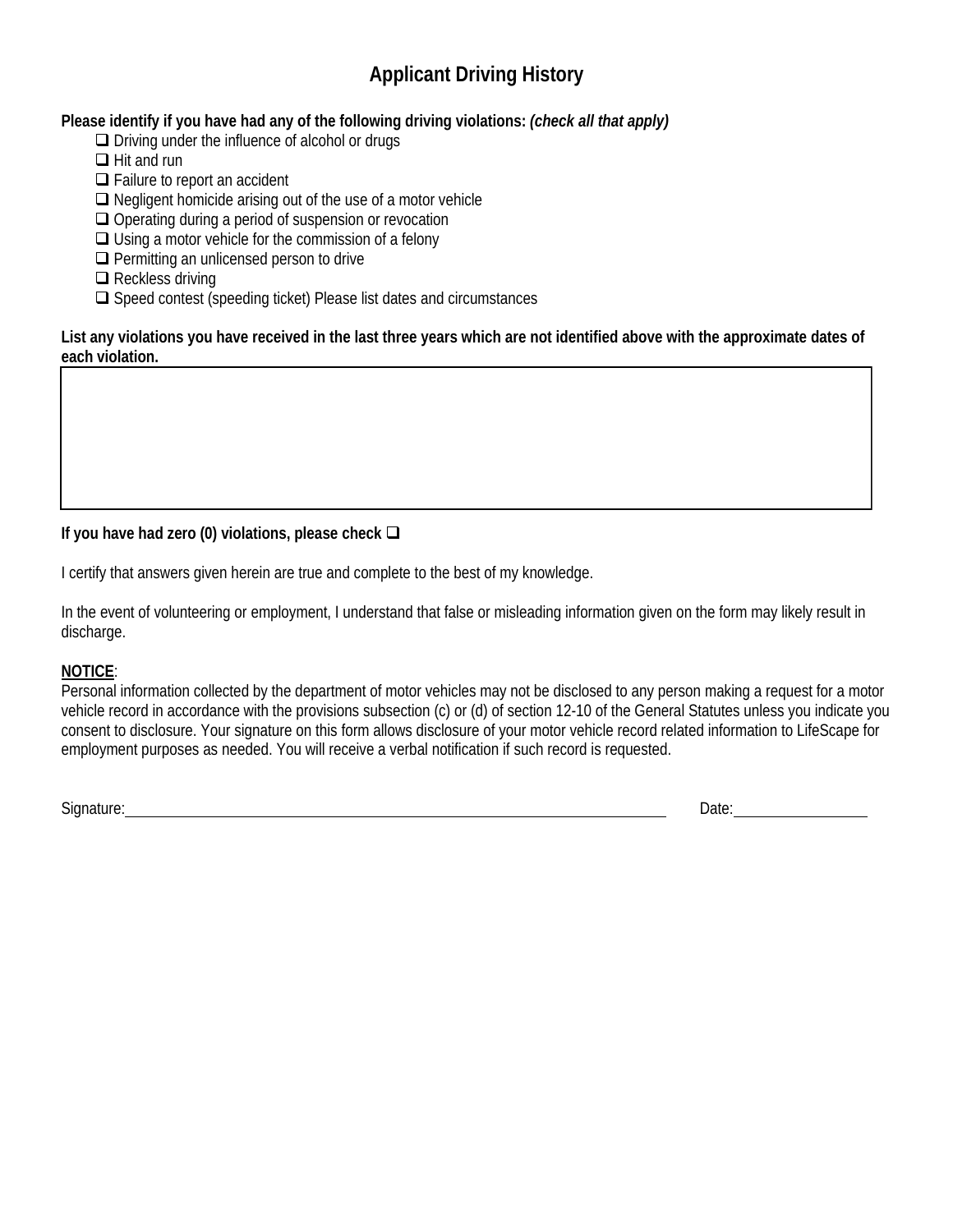# Applicant Driving History

**Please identify if you have had any of the following driving violations:** ***(check all that apply)***

- ☐ Driving under the influence of alcohol or drugs
- ☐ Hit and run
- ☐ Failure to report an accident
- ☐ Negligent homicide arising out of the use of a motor vehicle
- ☐ Operating during a period of suspension or revocation
- ☐ Using a motor vehicle for the commission of a felony
- ☐ Permitting an unlicensed person to drive
- ☐ Reckless driving
- ☐ Speed contest (speeding ticket) Please list dates and circumstances

**List any violations you have received in the last three years which are not identified above with the approximate dates of each violation.**

| |
|---|
| |

**If you have had zero (0) violations, please check ☐**

I certify that answers given herein are true and complete to the best of my knowledge.

In the event of volunteering or employment, I understand that false or misleading information given on the form may likely result in discharge.

**NOTICE**:
Personal information collected by the department of motor vehicles may not be disclosed to any person making a request for a motor vehicle record in accordance with the provisions subsection (c) or (d) of section 12-10 of the General Statutes unless you indicate you consent to disclosure. Your signature on this form allows disclosure of your motor vehicle record related information to LifeScape for employment purposes as needed. You will receive a verbal notification if such record is requested.

Signature:______________________________________________ Date:______________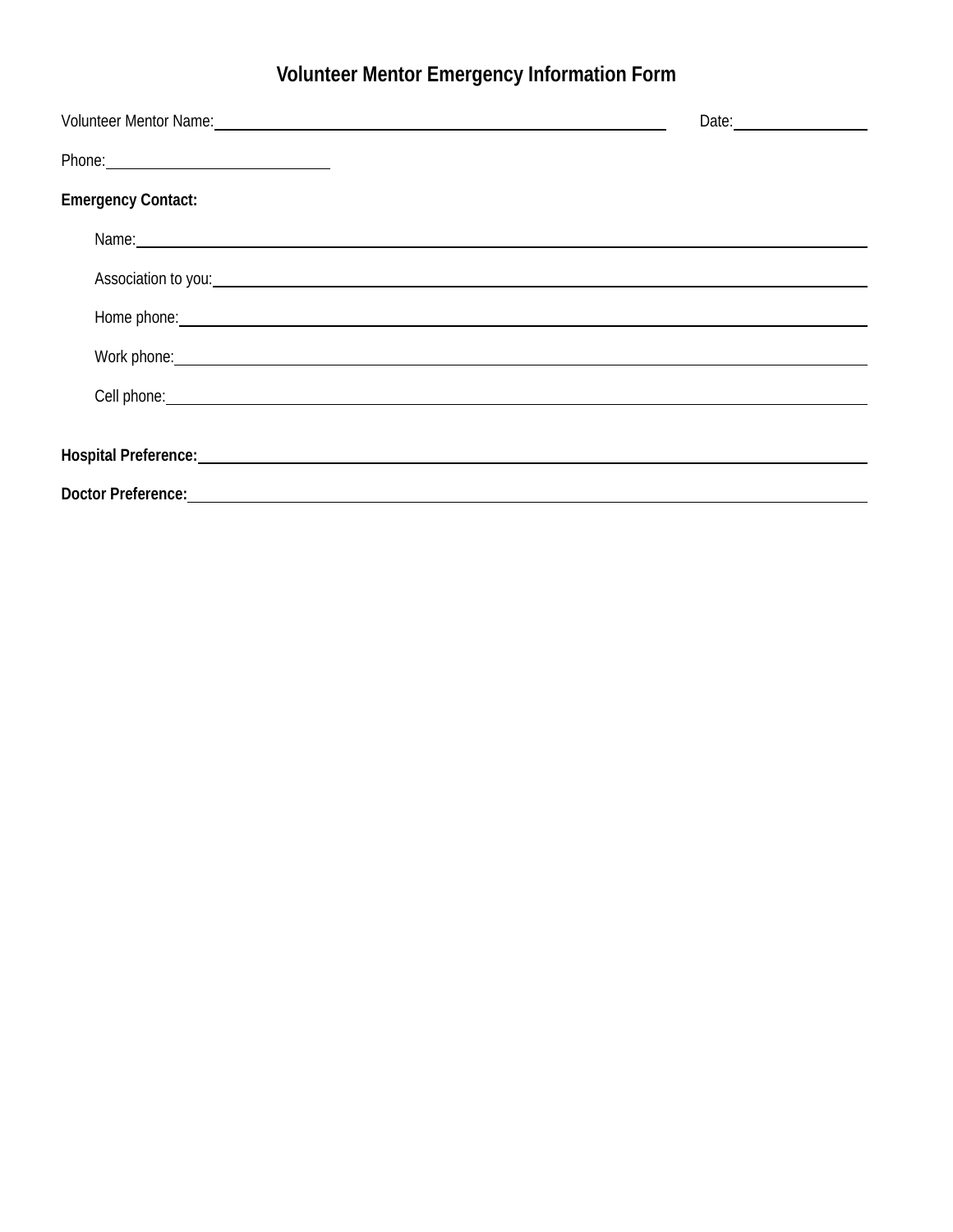# Volunteer Mentor Emergency Information Form

Volunteer Mentor Name:______________________________________________ Date:______________

Phone:________________________

**Emergency Contact:**

Name:____________________________________________________________________

Association to you:______________________________________________________________

Home phone:_____________________________________________________________

Work phone:______________________________________________________________

Cell phone:______________________________________________________________

**Hospital Preference:**______________________________________________________________

**Doctor Preference:**_______________________________________________________________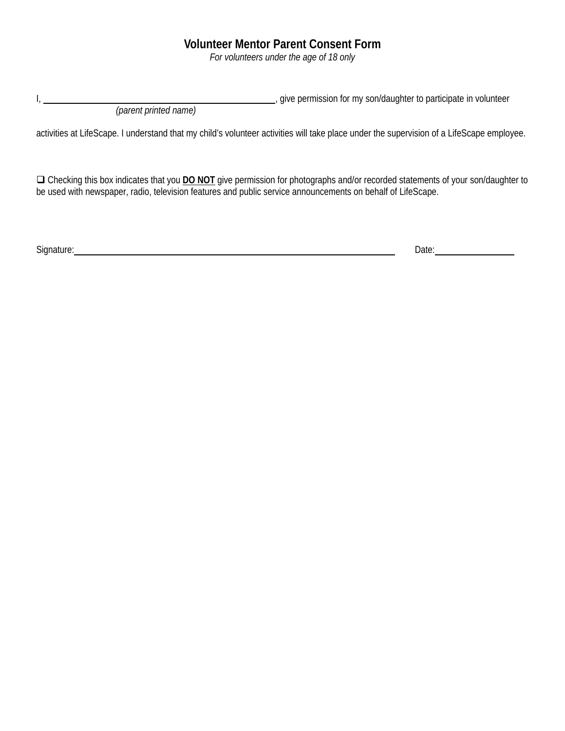# Volunteer Mentor Parent Consent Form

*For volunteers under the age of 18 only*

I, \_\_\_\_\_\_\_\_\_\_\_\_\_\_\_\_\_\_\_\_\_\_\_\_\_\_\_\_\_\_\_\_\_\_\_\_\_\_\_\_\_\_\_\_, give permission for my son/daughter to participate in volunteer
*(parent printed name)*

activities at LifeScape. I understand that my child's volunteer activities will take place under the supervision of a LifeScape employee.

❑ Checking this box indicates that you **<u>DO NOT</u>** give permission for photographs and/or recorded statements of your son/daughter to be used with newspaper, radio, television features and public service announcements on behalf of LifeScape.

Signature:\_\_\_\_\_\_\_\_\_\_\_\_\_\_\_\_\_\_\_\_\_\_\_\_\_\_\_\_\_\_\_\_\_\_\_\_\_\_\_\_\_\_\_\_\_\_\_\_\_\_\_\_\_\_\_\_\_\_\_\_ Date:\_\_\_\_\_\_\_\_\_\_\_\_\_\_\_\_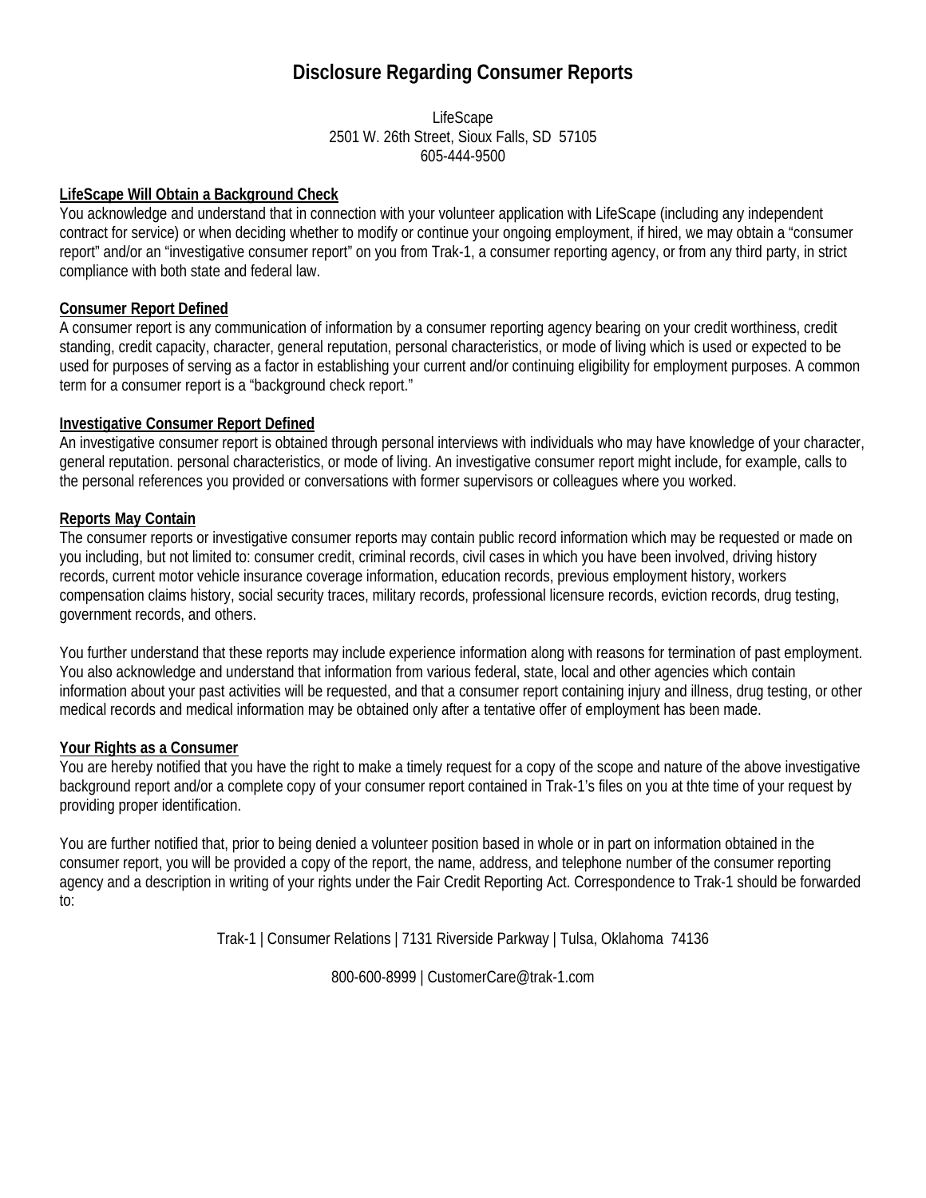# Disclosure Regarding Consumer Reports

LifeScape
2501 W. 26th Street, Sioux Falls, SD 57105
605-444-9500

**LifeScape Will Obtain a Background Check**

You acknowledge and understand that in connection with your volunteer application with LifeScape (including any independent contract for service) or when deciding whether to modify or continue your ongoing employment, if hired, we may obtain a "consumer report" and/or an "investigative consumer report" on you from Trak-1, a consumer reporting agency, or from any third party, in strict compliance with both state and federal law.

**Consumer Report Defined**

A consumer report is any communication of information by a consumer reporting agency bearing on your credit worthiness, credit standing, credit capacity, character, general reputation, personal characteristics, or mode of living which is used or expected to be used for purposes of serving as a factor in establishing your current and/or continuing eligibility for employment purposes. A common term for a consumer report is a "background check report."

**Investigative Consumer Report Defined**

An investigative consumer report is obtained through personal interviews with individuals who may have knowledge of your character, general reputation. personal characteristics, or mode of living. An investigative consumer report might include, for example, calls to the personal references you provided or conversations with former supervisors or colleagues where you worked.

**Reports May Contain**

The consumer reports or investigative consumer reports may contain public record information which may be requested or made on you including, but not limited to: consumer credit, criminal records, civil cases in which you have been involved, driving history records, current motor vehicle insurance coverage information, education records, previous employment history, workers compensation claims history, social security traces, military records, professional licensure records, eviction records, drug testing, government records, and others.

You further understand that these reports may include experience information along with reasons for termination of past employment. You also acknowledge and understand that information from various federal, state, local and other agencies which contain information about your past activities will be requested, and that a consumer report containing injury and illness, drug testing, or other medical records and medical information may be obtained only after a tentative offer of employment has been made.

**Your Rights as a Consumer**

You are hereby notified that you have the right to make a timely request for a copy of the scope and nature of the above investigative background report and/or a complete copy of your consumer report contained in Trak-1's files on you at thte time of your request by providing proper identification.

You are further notified that, prior to being denied a volunteer position based in whole or in part on information obtained in the consumer report, you will be provided a copy of the report, the name, address, and telephone number of the consumer reporting agency and a description in writing of your rights under the Fair Credit Reporting Act. Correspondence to Trak-1 should be forwarded to:

Trak-1 | Consumer Relations | 7131 Riverside Parkway | Tulsa, Oklahoma 74136

800-600-8999 | CustomerCare@trak-1.com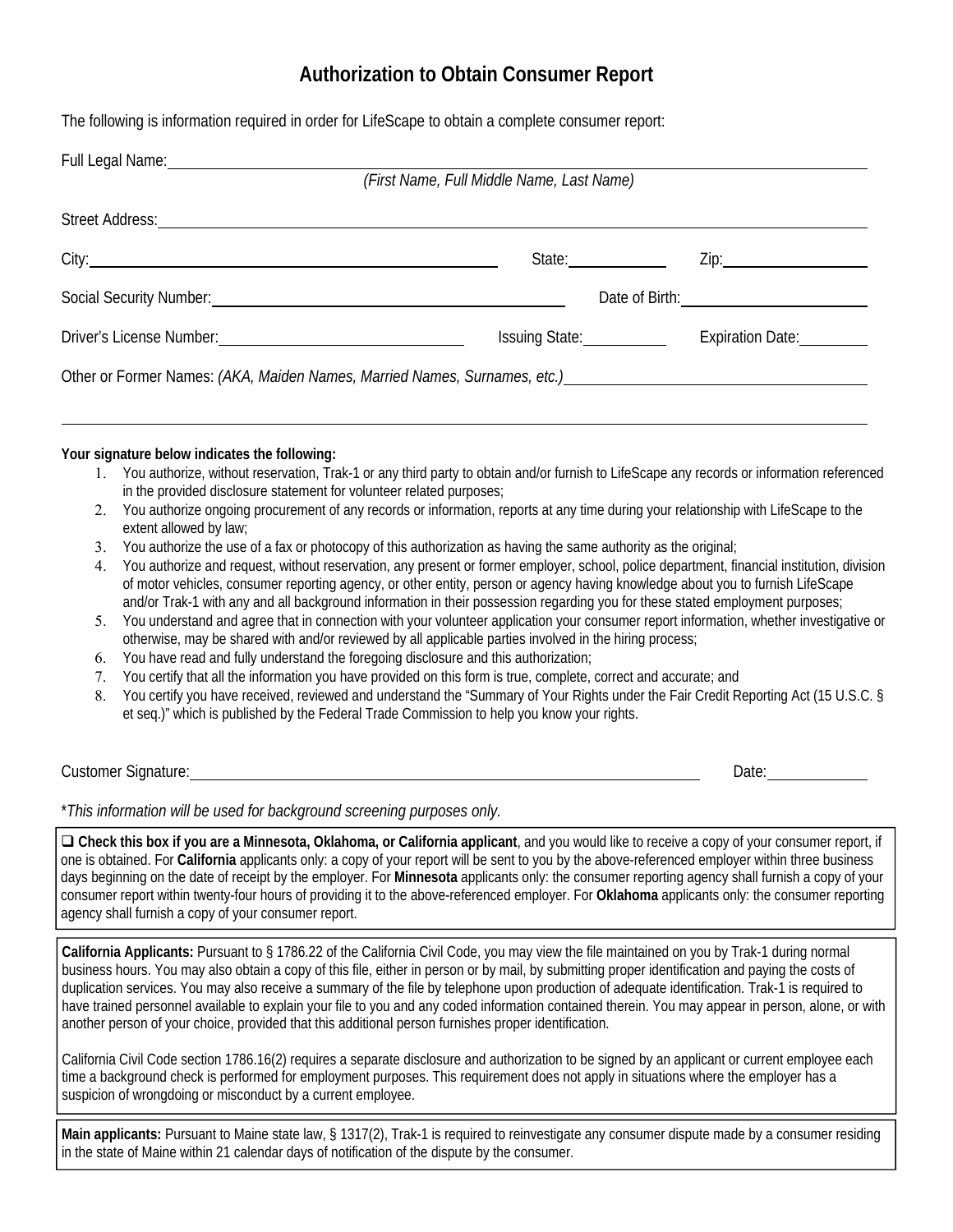# Authorization to Obtain Consumer Report

The following is information required in order for LifeScape to obtain a complete consumer report:

Full Legal Name: ______________________________________________

*(First Name, Full Middle Name, Last Name)*

Street Address: ______________________________________________

City: ______________________ State: __________ Zip: ______________

Social Security Number: ______________________ Date of Birth: ______________

Driver's License Number: ______________________ Issuing State: __________ Expiration Date: __________

Other or Former Names: *(AKA, Maiden Names, Married Names, Surnames, etc.)* ______________________

______________________________________________

**Your signature below indicates the following:**

1. You authorize, without reservation, Trak-1 or any third party to obtain and/or furnish to LifeScape any records or information referenced in the provided disclosure statement for volunteer related purposes;
2. You authorize ongoing procurement of any records or information, reports at any time during your relationship with LifeScape to the extent allowed by law;
3. You authorize the use of a fax or photocopy of this authorization as having the same authority as the original;
4. You authorize and request, without reservation, any present or former employer, school, police department, financial institution, division of motor vehicles, consumer reporting agency, or other entity, person or agency having knowledge about you to furnish LifeScape and/or Trak-1 with any and all background information in their possession regarding you for these stated employment purposes;
5. You understand and agree that in connection with your volunteer application your consumer report information, whether investigative or otherwise, may be shared with and/or reviewed by all applicable parties involved in the hiring process;
6. You have read and fully understand the foregoing disclosure and this authorization;
7. You certify that all the information you have provided on this form is true, complete, correct and accurate; and
8. You certify you have received, reviewed and understand the "Summary of Your Rights under the Fair Credit Reporting Act (15 U.S.C. § et seq.)" which is published by the Federal Trade Commission to help you know your rights.

Customer Signature: ______________________________________________ Date: ______________

*\*This information will be used for background screening purposes only.*

❑ **Check this box if you are a Minnesota, Oklahoma, or California applicant**, and you would like to receive a copy of your consumer report, if one is obtained. For **California** applicants only: a copy of your report will be sent to you by the above-referenced employer within three business days beginning on the date of receipt by the employer. For **Minnesota** applicants only: the consumer reporting agency shall furnish a copy of your consumer report within twenty-four hours of providing it to the above-referenced employer. For **Oklahoma** applicants only: the consumer reporting agency shall furnish a copy of your consumer report.

**California Applicants:** Pursuant to § 1786.22 of the California Civil Code, you may view the file maintained on you by Trak-1 during normal business hours. You may also obtain a copy of this file, either in person or by mail, by submitting proper identification and paying the costs of duplication services. You may also receive a summary of the file by telephone upon production of adequate identification. Trak-1 is required to have trained personnel available to explain your file to you and any coded information contained therein. You may appear in person, alone, or with another person of your choice, provided that this additional person furnishes proper identification.

California Civil Code section 1786.16(2) requires a separate disclosure and authorization to be signed by an applicant or current employee each time a background check is performed for employment purposes. This requirement does not apply in situations where the employer has a suspicion of wrongdoing or misconduct by a current employee.

**Main applicants:** Pursuant to Maine state law, § 1317(2), Trak-1 is required to reinvestigate any consumer dispute made by a consumer residing in the state of Maine within 21 calendar days of notification of the dispute by the consumer.